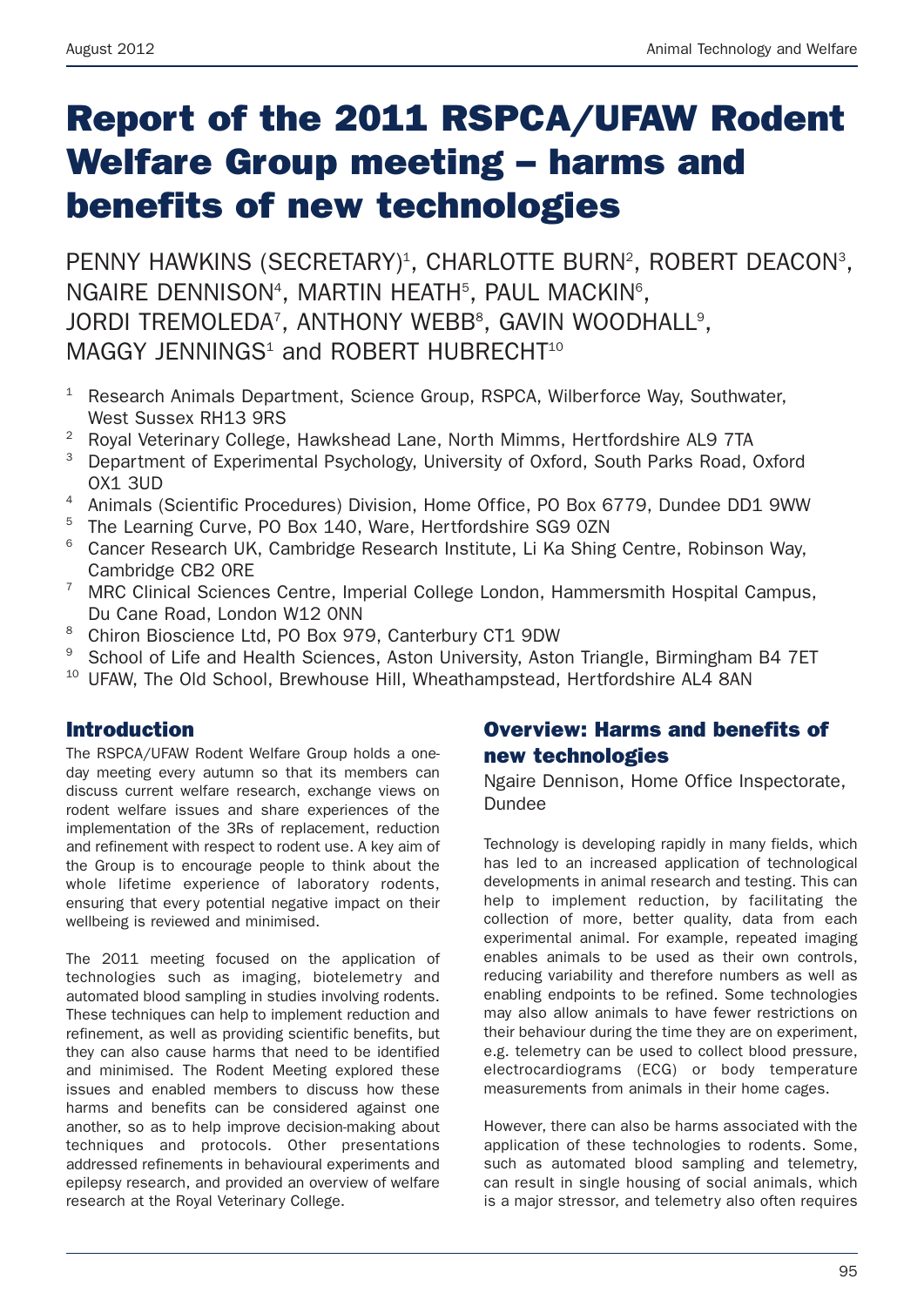# Report of the 2011 RSPCA/UFAW Rodent Welfare Group meeting – harms and benefits of new technologies

PENNY HAWKINS (SECRETARY)[1], CHARLOTTE BURN[2], ROBERT DEACON[3], NGAIRE DENNISON[4], MARTIN HEATH[5], PAUL MACKIN[6], JORDI TREMOLEDA[7], ANTHONY WEBB[8], GAVIN WOODHALL[9], MAGGY JENNINGS[1] and ROBERT HUBRECHT[10]

[1] Research Animals Department, Science Group, RSPCA, Wilberforce Way, Southwater, West Sussex RH13 9RS
[2] Royal Veterinary College, Hawkshead Lane, North Mimms, Hertfordshire AL9 7TA
[3] Department of Experimental Psychology, University of Oxford, South Parks Road, Oxford OX1 3UD
[4] Animals (Scientific Procedures) Division, Home Office, PO Box 6779, Dundee DD1 9WW
[5] The Learning Curve, PO Box 140, Ware, Hertfordshire SG9 0ZN
[6] Cancer Research UK, Cambridge Research Institute, Li Ka Shing Centre, Robinson Way, Cambridge CB2 0RE
[7] MRC Clinical Sciences Centre, Imperial College London, Hammersmith Hospital Campus, Du Cane Road, London W12 0NN
[8] Chiron Bioscience Ltd, PO Box 979, Canterbury CT1 9DW
[9] School of Life and Health Sciences, Aston University, Aston Triangle, Birmingham B4 7ET
[10] UFAW, The Old School, Brewhouse Hill, Wheathampstead, Hertfordshire AL4 8AN

## Introduction

The RSPCA/UFAW Rodent Welfare Group holds a one-day meeting every autumn so that its members can discuss current welfare research, exchange views on rodent welfare issues and share experiences of the implementation of the 3Rs of replacement, reduction and refinement with respect to rodent use. A key aim of the Group is to encourage people to think about the whole lifetime experience of laboratory rodents, ensuring that every potential negative impact on their wellbeing is reviewed and minimised.

The 2011 meeting focused on the application of technologies such as imaging, biotelemetry and automated blood sampling in studies involving rodents. These techniques can help to implement reduction and refinement, as well as providing scientific benefits, but they can also cause harms that need to be identified and minimised. The Rodent Meeting explored these issues and enabled members to discuss how these harms and benefits can be considered against one another, so as to help improve decision-making about techniques and protocols. Other presentations addressed refinements in behavioural experiments and epilepsy research, and provided an overview of welfare research at the Royal Veterinary College.

## Overview: Harms and benefits of new technologies

Ngaire Dennison, Home Office Inspectorate, Dundee

Technology is developing rapidly in many fields, which has led to an increased application of technological developments in animal research and testing. This can help to implement reduction, by facilitating the collection of more, better quality, data from each experimental animal. For example, repeated imaging enables animals to be used as their own controls, reducing variability and therefore numbers as well as enabling endpoints to be refined. Some technologies may also allow animals to have fewer restrictions on their behaviour during the time they are on experiment, e.g. telemetry can be used to collect blood pressure, electrocardiograms (ECG) or body temperature measurements from animals in their home cages.

However, there can also be harms associated with the application of these technologies to rodents. Some, such as automated blood sampling and telemetry, can result in single housing of social animals, which is a major stressor, and telemetry also often requires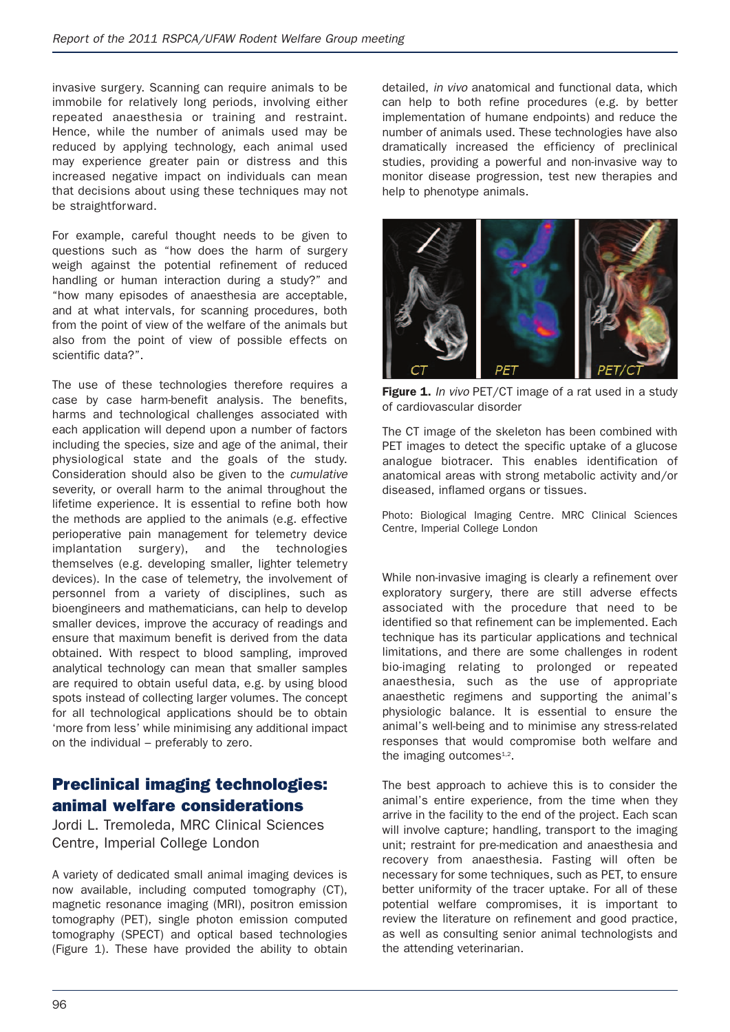invasive surgery. Scanning can require animals to be immobile for relatively long periods, involving either repeated anaesthesia or training and restraint. Hence, while the number of animals used may be reduced by applying technology, each animal used may experience greater pain or distress and this increased negative impact on individuals can mean that decisions about using these techniques may not be straightforward.

For example, careful thought needs to be given to questions such as "how does the harm of surgery weigh against the potential refinement of reduced handling or human interaction during a study?" and "how many episodes of anaesthesia are acceptable, and at what intervals, for scanning procedures, both from the point of view of the welfare of the animals but also from the point of view of possible effects on scientific data?".

The use of these technologies therefore requires a case by case harm-benefit analysis. The benefits, harms and technological challenges associated with each application will depend upon a number of factors including the species, size and age of the animal, their physiological state and the goals of the study. Consideration should also be given to the *cumulative* severity, or overall harm to the animal throughout the lifetime experience. It is essential to refine both how the methods are applied to the animals (e.g. effective perioperative pain management for telemetry device implantation surgery), and the technologies themselves (e.g. developing smaller, lighter telemetry devices). In the case of telemetry, the involvement of personnel from a variety of disciplines, such as bioengineers and mathematicians, can help to develop smaller devices, improve the accuracy of readings and ensure that maximum benefit is derived from the data obtained. With respect to blood sampling, improved analytical technology can mean that smaller samples are required to obtain useful data, e.g. by using blood spots instead of collecting larger volumes. The concept for all technological applications should be to obtain 'more from less' while minimising any additional impact on the individual – preferably to zero.

## Preclinical imaging technologies: animal welfare considerations

Jordi L. Tremoleda, MRC Clinical Sciences Centre, Imperial College London

A variety of dedicated small animal imaging devices is now available, including computed tomography (CT), magnetic resonance imaging (MRI), positron emission tomography (PET), single photon emission computed tomography (SPECT) and optical based technologies (Figure 1). These have provided the ability to obtain detailed, *in vivo* anatomical and functional data, which can help to both refine procedures (e.g. by better implementation of humane endpoints) and reduce the number of animals used. These technologies have also dramatically increased the efficiency of preclinical studies, providing a powerful and non-invasive way to monitor disease progression, test new therapies and help to phenotype animals.

**Figure 1.** *In vivo* PET/CT image of a rat used in a study of cardiovascular disorder

The CT image of the skeleton has been combined with PET images to detect the specific uptake of a glucose analogue biotracer. This enables identification of anatomical areas with strong metabolic activity and/or diseased, inflamed organs or tissues.

Photo: Biological Imaging Centre. MRC Clinical Sciences Centre, Imperial College London

While non-invasive imaging is clearly a refinement over exploratory surgery, there are still adverse effects associated with the procedure that need to be identified so that refinement can be implemented. Each technique has its particular applications and technical limitations, and there are some challenges in rodent bio-imaging relating to prolonged or repeated anaesthesia, such as the use of appropriate anaesthetic regimens and supporting the animal's physiologic balance. It is essential to ensure the animal's well-being and to minimise any stress-related responses that would compromise both welfare and the imaging outcomes[1,2].

The best approach to achieve this is to consider the animal's entire experience, from the time when they arrive in the facility to the end of the project. Each scan will involve capture; handling, transport to the imaging unit; restraint for pre-medication and anaesthesia and recovery from anaesthesia. Fasting will often be necessary for some techniques, such as PET, to ensure better uniformity of the tracer uptake. For all of these potential welfare compromises, it is important to review the literature on refinement and good practice, as well as consulting senior animal technologists and the attending veterinarian.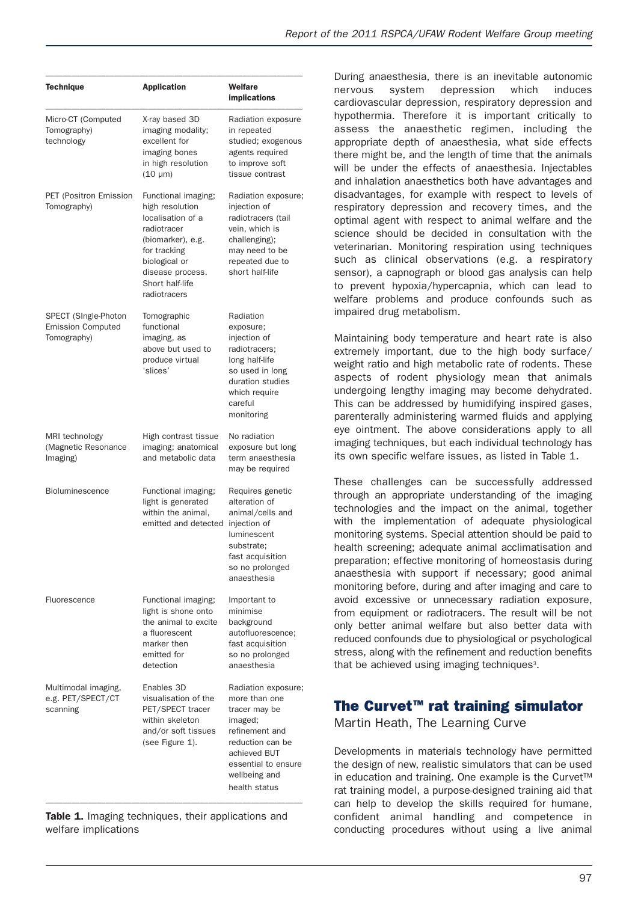| Technique | Application | Welfare implications |
|---|---|---|
| Micro-CT (Computed Tomography) technology | X-ray based 3D imaging modality; excellent for imaging bones in high resolution (10 μm) | Radiation exposure in repeated studied; exogenous agents required to improve soft tissue contrast |
| PET (Positron Emission Tomography) | Functional imaging; high resolution localisation of a radiotracer (biomarker), e.g. for tracking biological or disease process. Short half-life radiotracers | Radiation exposure; injection of radiotracers (tail vein, which is challenging); may need to be repeated due to short half-life |
| SPECT (SIngle-Photon Emission Computed Tomography) | Tomographic functional imaging, as above but used to produce virtual 'slices' | Radiation exposure; injection of radiotracers; long half-life so used in long duration studies which require careful monitoring |
| MRI technology (Magnetic Resonance Imaging) | High contrast tissue imaging; anatomical and metabolic data | No radiation exposure but long term anaesthesia may be required |
| Bioluminescence | Functional imaging; light is generated within the animal, emitted and detected | Requires genetic alteration of animal/cells and injection of luminescent substrate; fast acquisition so no prolonged anaesthesia |
| Fluorescence | Functional imaging; light is shone onto the animal to excite a fluorescent marker then emitted for detection | Important to minimise background autofluorescence; fast acquisition so no prolonged anaesthesia |
| Multimodal imaging, e.g. PET/SPECT/CT scanning | Enables 3D visualisation of the PET/SPECT tracer within skeleton and/or soft tissues (see Figure 1). | Radiation exposure; more than one tracer may be imaged; refinement and reduction can be achieved BUT essential to ensure wellbeing and health status |

**Table 1.** Imaging techniques, their applications and welfare implications

During anaesthesia, there is an inevitable autonomic nervous system depression which induces cardiovascular depression, respiratory depression and hypothermia. Therefore it is important critically to assess the anaesthetic regimen, including the appropriate depth of anaesthesia, what side effects there might be, and the length of time that the animals will be under the effects of anaesthesia. Injectables and inhalation anaesthetics both have advantages and disadvantages, for example with respect to levels of respiratory depression and recovery times, and the optimal agent with respect to animal welfare and the science should be decided in consultation with the veterinarian. Monitoring respiration using techniques such as clinical observations (e.g. a respiratory sensor), a capnograph or blood gas analysis can help to prevent hypoxia/hypercapnia, which can lead to welfare problems and produce confounds such as impaired drug metabolism.

Maintaining body temperature and heart rate is also extremely important, due to the high body surface/weight ratio and high metabolic rate of rodents. These aspects of rodent physiology mean that animals undergoing lengthy imaging may become dehydrated. This can be addressed by humidifying inspired gases, parenterally administering warmed fluids and applying eye ointment. The above considerations apply to all imaging techniques, but each individual technology has its own specific welfare issues, as listed in Table 1.

These challenges can be successfully addressed through an appropriate understanding of the imaging technologies and the impact on the animal, together with the implementation of adequate physiological monitoring systems. Special attention should be paid to health screening; adequate animal acclimatisation and preparation; effective monitoring of homeostasis during anaesthesia with support if necessary; good animal monitoring before, during and after imaging and care to avoid excessive or unnecessary radiation exposure, from equipment or radiotracers. The result will be not only better animal welfare but also better data with reduced confounds due to physiological or psychological stress, along with the refinement and reduction benefits that be achieved using imaging techniques[3].

## The Curvet™ rat training simulator

Martin Heath, The Learning Curve

Developments in materials technology have permitted the design of new, realistic simulators that can be used in education and training. One example is the Curvet™ rat training model, a purpose-designed training aid that can help to develop the skills required for humane, confident animal handling and competence in conducting procedures without using a live animal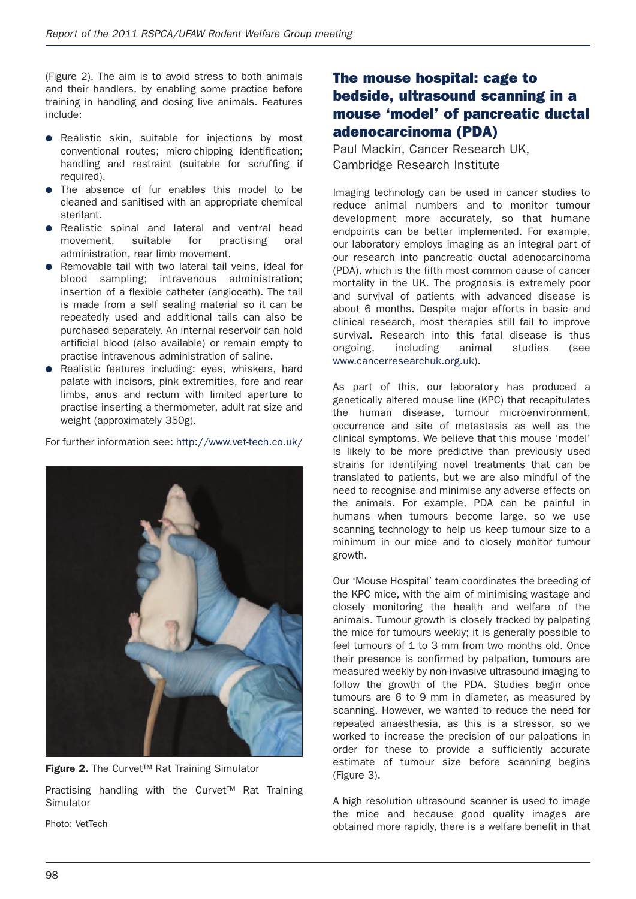(Figure 2). The aim is to avoid stress to both animals and their handlers, by enabling some practice before training in handling and dosing live animals. Features include:

- Realistic skin, suitable for injections by most conventional routes; micro-chipping identification; handling and restraint (suitable for scruffing if required).
- The absence of fur enables this model to be cleaned and sanitised with an appropriate chemical sterilant.
- Realistic spinal and lateral and ventral head movement, suitable for practising oral administration, rear limb movement.
- Removable tail with two lateral tail veins, ideal for blood sampling; intravenous administration; insertion of a flexible catheter (angiocath). The tail is made from a self sealing material so it can be repeatedly used and additional tails can also be purchased separately. An internal reservoir can hold artificial blood (also available) or remain empty to practise intravenous administration of saline.
- Realistic features including: eyes, whiskers, hard palate with incisors, pink extremities, fore and rear limbs, anus and rectum with limited aperture to practise inserting a thermometer, adult rat size and weight (approximately 350g).

For further information see: http://www.vet-tech.co.uk/

**Figure 2.** The Curvet™ Rat Training Simulator

Practising handling with the Curvet™ Rat Training Simulator

Photo: VetTech

## The mouse hospital: cage to bedside, ultrasound scanning in a mouse 'model' of pancreatic ductal adenocarcinoma (PDA)

Paul Mackin, Cancer Research UK, Cambridge Research Institute

Imaging technology can be used in cancer studies to reduce animal numbers and to monitor tumour development more accurately, so that humane endpoints can be better implemented. For example, our laboratory employs imaging as an integral part of our research into pancreatic ductal adenocarcinoma (PDA), which is the fifth most common cause of cancer mortality in the UK. The prognosis is extremely poor and survival of patients with advanced disease is about 6 months. Despite major efforts in basic and clinical research, most therapies still fail to improve survival. Research into this fatal disease is thus ongoing, including animal studies (see www.cancerresearchuk.org.uk).

As part of this, our laboratory has produced a genetically altered mouse line (KPC) that recapitulates the human disease, tumour microenvironment, occurrence and site of metastasis as well as the clinical symptoms. We believe that this mouse 'model' is likely to be more predictive than previously used strains for identifying novel treatments that can be translated to patients, but we are also mindful of the need to recognise and minimise any adverse effects on the animals. For example, PDA can be painful in humans when tumours become large, so we use scanning technology to help us keep tumour size to a minimum in our mice and to closely monitor tumour growth.

Our 'Mouse Hospital' team coordinates the breeding of the KPC mice, with the aim of minimising wastage and closely monitoring the health and welfare of the animals. Tumour growth is closely tracked by palpating the mice for tumours weekly; it is generally possible to feel tumours of 1 to 3 mm from two months old. Once their presence is confirmed by palpation, tumours are measured weekly by non-invasive ultrasound imaging to follow the growth of the PDA. Studies begin once tumours are 6 to 9 mm in diameter, as measured by scanning. However, we wanted to reduce the need for repeated anaesthesia, as this is a stressor, so we worked to increase the precision of our palpations in order for these to provide a sufficiently accurate estimate of tumour size before scanning begins (Figure 3).

A high resolution ultrasound scanner is used to image the mice and because good quality images are obtained more rapidly, there is a welfare benefit in that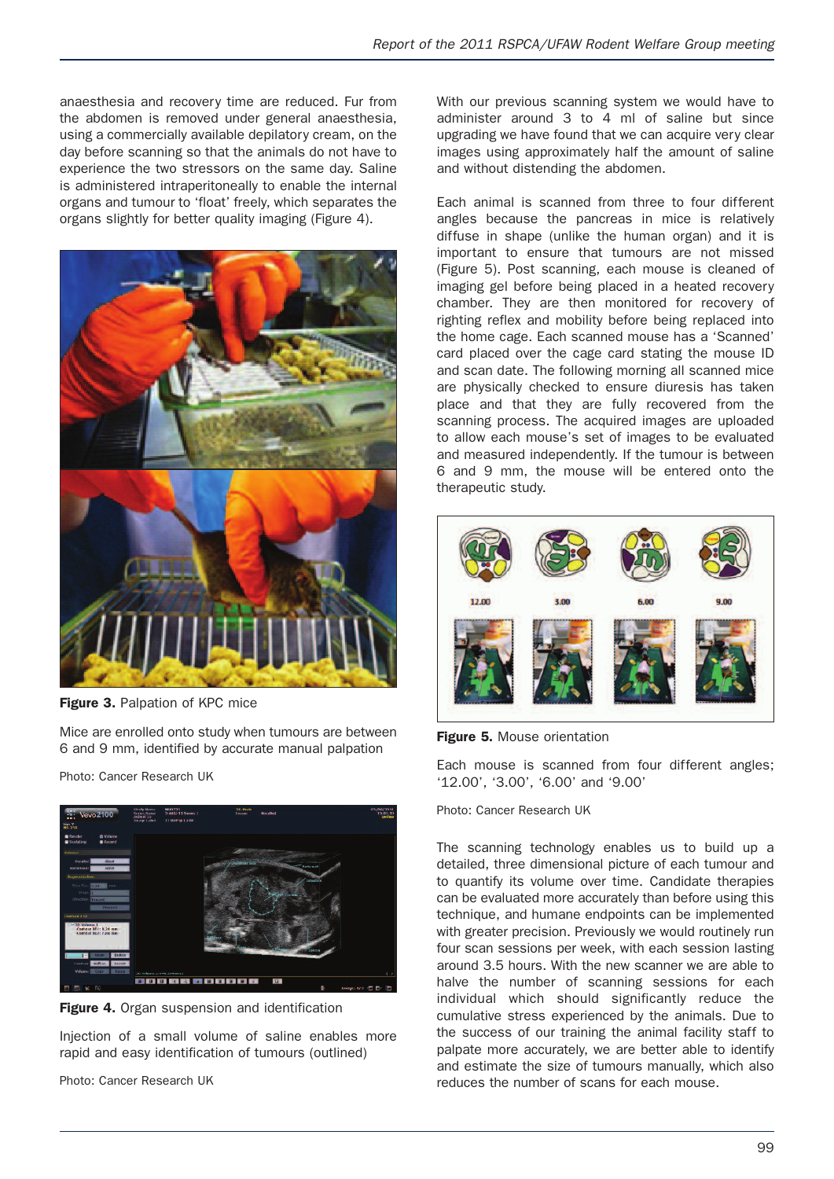anaesthesia and recovery time are reduced. Fur from the abdomen is removed under general anaesthesia, using a commercially available depilatory cream, on the day before scanning so that the animals do not have to experience the two stressors on the same day. Saline is administered intraperitoneally to enable the internal organs and tumour to 'float' freely, which separates the organs slightly for better quality imaging (Figure 4).

**Figure 3.** Palpation of KPC mice

Mice are enrolled onto study when tumours are between 6 and 9 mm, identified by accurate manual palpation

Photo: Cancer Research UK

**Figure 4.** Organ suspension and identification

Injection of a small volume of saline enables more rapid and easy identification of tumours (outlined)

Photo: Cancer Research UK

With our previous scanning system we would have to administer around 3 to 4 ml of saline but since upgrading we have found that we can acquire very clear images using approximately half the amount of saline and without distending the abdomen.

Each animal is scanned from three to four different angles because the pancreas in mice is relatively diffuse in shape (unlike the human organ) and it is important to ensure that tumours are not missed (Figure 5). Post scanning, each mouse is cleaned of imaging gel before being placed in a heated recovery chamber. They are then monitored for recovery of righting reflex and mobility before being replaced into the home cage. Each scanned mouse has a 'Scanned' card placed over the cage card stating the mouse ID and scan date. The following morning all scanned mice are physically checked to ensure diuresis has taken place and that they are fully recovered from the scanning process. The acquired images are uploaded to allow each mouse's set of images to be evaluated and measured independently. If the tumour is between 6 and 9 mm, the mouse will be entered onto the therapeutic study.

**Figure 5.** Mouse orientation

Each mouse is scanned from four different angles; '12.00', '3.00', '6.00' and '9.00'

Photo: Cancer Research UK

The scanning technology enables us to build up a detailed, three dimensional picture of each tumour and to quantify its volume over time. Candidate therapies can be evaluated more accurately than before using this technique, and humane endpoints can be implemented with greater precision. Previously we would routinely run four scan sessions per week, with each session lasting around 3.5 hours. With the new scanner we are able to halve the number of scanning sessions for each individual which should significantly reduce the cumulative stress experienced by the animals. Due to the success of our training the animal facility staff to palpate more accurately, we are better able to identify and estimate the size of tumours manually, which also reduces the number of scans for each mouse.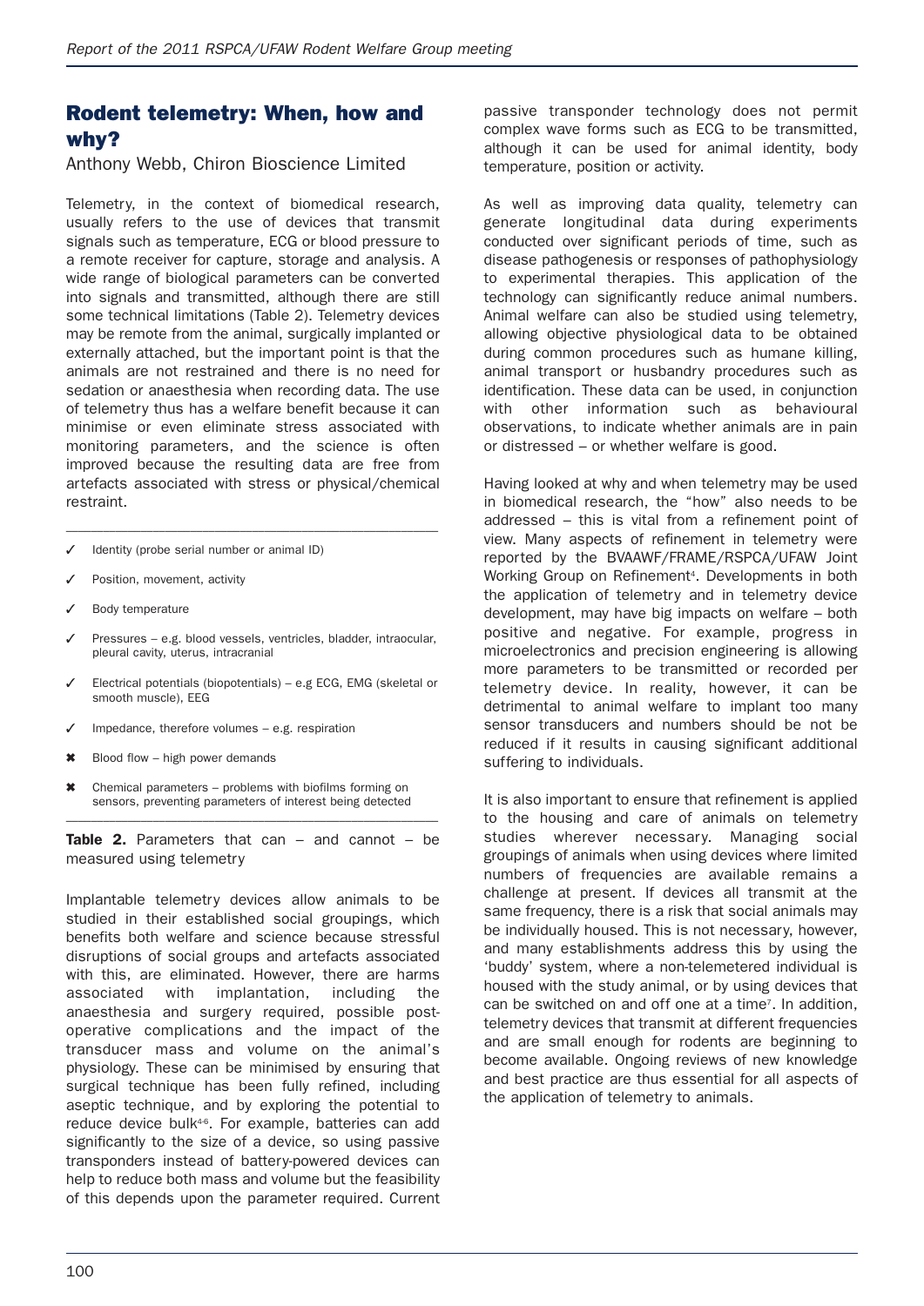## Rodent telemetry: When, how and why?

Anthony Webb, Chiron Bioscience Limited

Telemetry, in the context of biomedical research, usually refers to the use of devices that transmit signals such as temperature, ECG or blood pressure to a remote receiver for capture, storage and analysis. A wide range of biological parameters can be converted into signals and transmitted, although there are still some technical limitations (Table 2). Telemetry devices may be remote from the animal, surgically implanted or externally attached, but the important point is that the animals are not restrained and there is no need for sedation or anaesthesia when recording data. The use of telemetry thus has a welfare benefit because it can minimise or even eliminate stress associated with monitoring parameters, and the science is often improved because the resulting data are free from artefacts associated with stress or physical/chemical restraint.

- ✓ Identity (probe serial number or animal ID)
- ✓ Position, movement, activity
- ✓ Body temperature
- ✓ Pressures – e.g. blood vessels, ventricles, bladder, intraocular, pleural cavity, uterus, intracranial
- ✓ Electrical potentials (biopotentials) – e.g ECG, EMG (skeletal or smooth muscle), EEG
- ✓ Impedance, therefore volumes – e.g. respiration
- ✖ Blood flow – high power demands
- ✖ Chemical parameters – problems with biofilms forming on sensors, preventing parameters of interest being detected

**Table 2.** Parameters that can – and cannot – be measured using telemetry

Implantable telemetry devices allow animals to be studied in their established social groupings, which benefits both welfare and science because stressful disruptions of social groups and artefacts associated with this, are eliminated. However, there are harms associated with implantation, including the anaesthesia and surgery required, possible post-operative complications and the impact of the transducer mass and volume on the animal's physiology. These can be minimised by ensuring that surgical technique has been fully refined, including aseptic technique, and by exploring the potential to reduce device bulk[4-6]. For example, batteries can add significantly to the size of a device, so using passive transponders instead of battery-powered devices can help to reduce both mass and volume but the feasibility of this depends upon the parameter required. Current passive transponder technology does not permit complex wave forms such as ECG to be transmitted, although it can be used for animal identity, body temperature, position or activity.

As well as improving data quality, telemetry can generate longitudinal data during experiments conducted over significant periods of time, such as disease pathogenesis or responses of pathophysiology to experimental therapies. This application of the technology can significantly reduce animal numbers. Animal welfare can also be studied using telemetry, allowing objective physiological data to be obtained during common procedures such as humane killing, animal transport or husbandry procedures such as identification. These data can be used, in conjunction with other information such as behavioural observations, to indicate whether animals are in pain or distressed – or whether welfare is good.

Having looked at why and when telemetry may be used in biomedical research, the "how" also needs to be addressed – this is vital from a refinement point of view. Many aspects of refinement in telemetry were reported by the BVAAWF/FRAME/RSPCA/UFAW Joint Working Group on Refinement[4]. Developments in both the application of telemetry and in telemetry device development, may have big impacts on welfare – both positive and negative. For example, progress in microelectronics and precision engineering is allowing more parameters to be transmitted or recorded per telemetry device. In reality, however, it can be detrimental to animal welfare to implant too many sensor transducers and numbers should be not be reduced if it results in causing significant additional suffering to individuals.

It is also important to ensure that refinement is applied to the housing and care of animals on telemetry studies wherever necessary. Managing social groupings of animals when using devices where limited numbers of frequencies are available remains a challenge at present. If devices all transmit at the same frequency, there is a risk that social animals may be individually housed. This is not necessary, however, and many establishments address this by using the 'buddy' system, where a non-telemetered individual is housed with the study animal, or by using devices that can be switched on and off one at a time[7]. In addition, telemetry devices that transmit at different frequencies and are small enough for rodents are beginning to become available. Ongoing reviews of new knowledge and best practice are thus essential for all aspects of the application of telemetry to animals.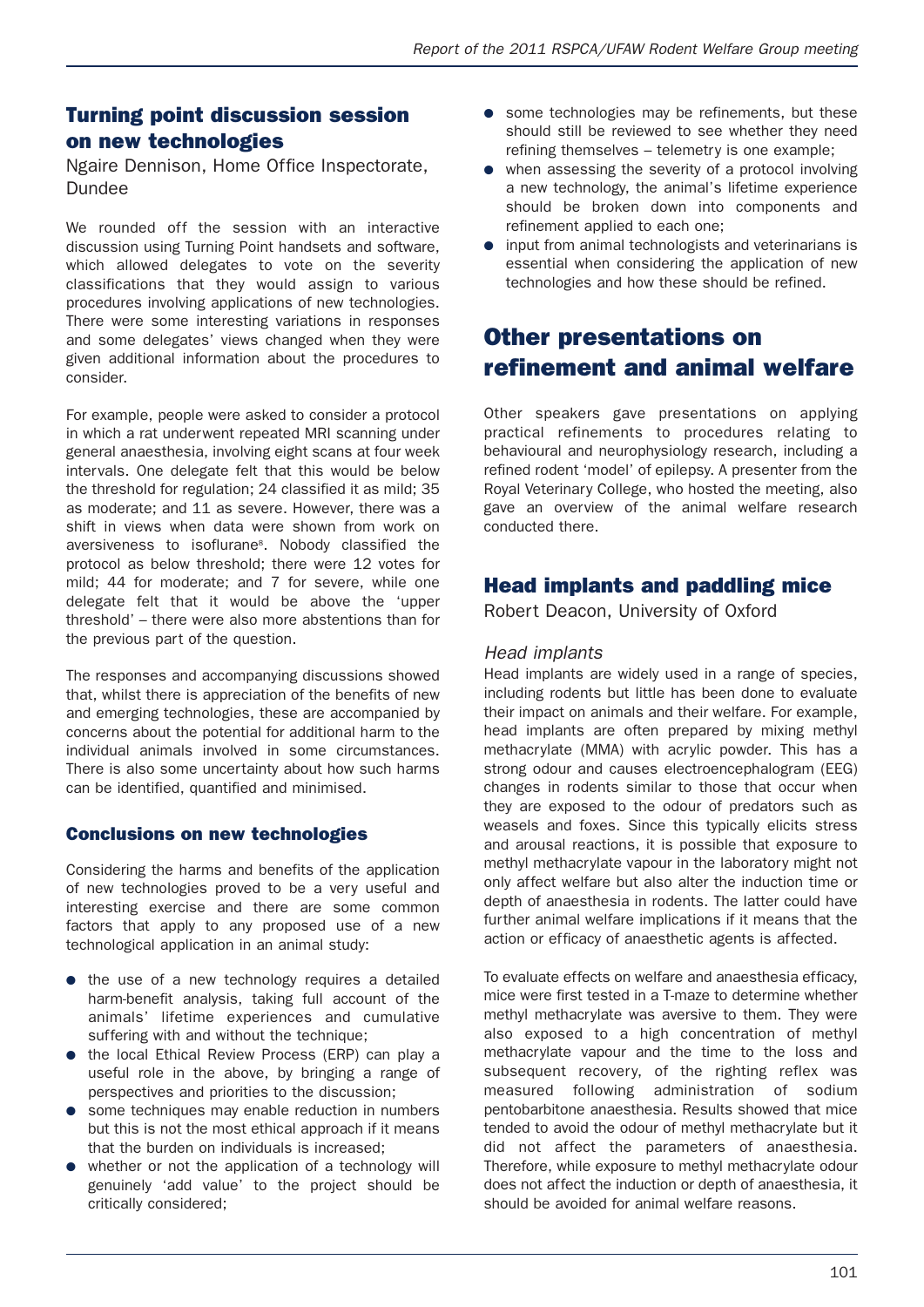## Turning point discussion session on new technologies

Ngaire Dennison, Home Office Inspectorate, Dundee

We rounded off the session with an interactive discussion using Turning Point handsets and software, which allowed delegates to vote on the severity classifications that they would assign to various procedures involving applications of new technologies. There were some interesting variations in responses and some delegates' views changed when they were given additional information about the procedures to consider.

For example, people were asked to consider a protocol in which a rat underwent repeated MRI scanning under general anaesthesia, involving eight scans at four week intervals. One delegate felt that this would be below the threshold for regulation; 24 classified it as mild; 35 as moderate; and 11 as severe. However, there was a shift in views when data were shown from work on aversiveness to isoflurane[8]. Nobody classified the protocol as below threshold; there were 12 votes for mild; 44 for moderate; and 7 for severe, while one delegate felt that it would be above the 'upper threshold' – there were also more abstentions than for the previous part of the question.

The responses and accompanying discussions showed that, whilst there is appreciation of the benefits of new and emerging technologies, these are accompanied by concerns about the potential for additional harm to the individual animals involved in some circumstances. There is also some uncertainty about how such harms can be identified, quantified and minimised.

### Conclusions on new technologies

Considering the harms and benefits of the application of new technologies proved to be a very useful and interesting exercise and there are some common factors that apply to any proposed use of a new technological application in an animal study:

- the use of a new technology requires a detailed harm-benefit analysis, taking full account of the animals' lifetime experiences and cumulative suffering with and without the technique;
- the local Ethical Review Process (ERP) can play a useful role in the above, by bringing a range of perspectives and priorities to the discussion;
- some techniques may enable reduction in numbers but this is not the most ethical approach if it means that the burden on individuals is increased;
- whether or not the application of a technology will genuinely 'add value' to the project should be critically considered;
- some technologies may be refinements, but these should still be reviewed to see whether they need refining themselves – telemetry is one example;
- when assessing the severity of a protocol involving a new technology, the animal's lifetime experience should be broken down into components and refinement applied to each one;
- input from animal technologists and veterinarians is essential when considering the application of new technologies and how these should be refined.

# Other presentations on refinement and animal welfare

Other speakers gave presentations on applying practical refinements to procedures relating to behavioural and neurophysiology research, including a refined rodent 'model' of epilepsy. A presenter from the Royal Veterinary College, who hosted the meeting, also gave an overview of the animal welfare research conducted there.

## Head implants and paddling mice

Robert Deacon, University of Oxford

### *Head implants*

Head implants are widely used in a range of species, including rodents but little has been done to evaluate their impact on animals and their welfare. For example, head implants are often prepared by mixing methyl methacrylate (MMA) with acrylic powder. This has a strong odour and causes electroencephalogram (EEG) changes in rodents similar to those that occur when they are exposed to the odour of predators such as weasels and foxes. Since this typically elicits stress and arousal reactions, it is possible that exposure to methyl methacrylate vapour in the laboratory might not only affect welfare but also alter the induction time or depth of anaesthesia in rodents. The latter could have further animal welfare implications if it means that the action or efficacy of anaesthetic agents is affected.

To evaluate effects on welfare and anaesthesia efficacy, mice were first tested in a T-maze to determine whether methyl methacrylate was aversive to them. They were also exposed to a high concentration of methyl methacrylate vapour and the time to the loss and subsequent recovery, of the righting reflex was measured following administration of sodium pentobarbitone anaesthesia. Results showed that mice tended to avoid the odour of methyl methacrylate but it did not affect the parameters of anaesthesia. Therefore, while exposure to methyl methacrylate odour does not affect the induction or depth of anaesthesia, it should be avoided for animal welfare reasons.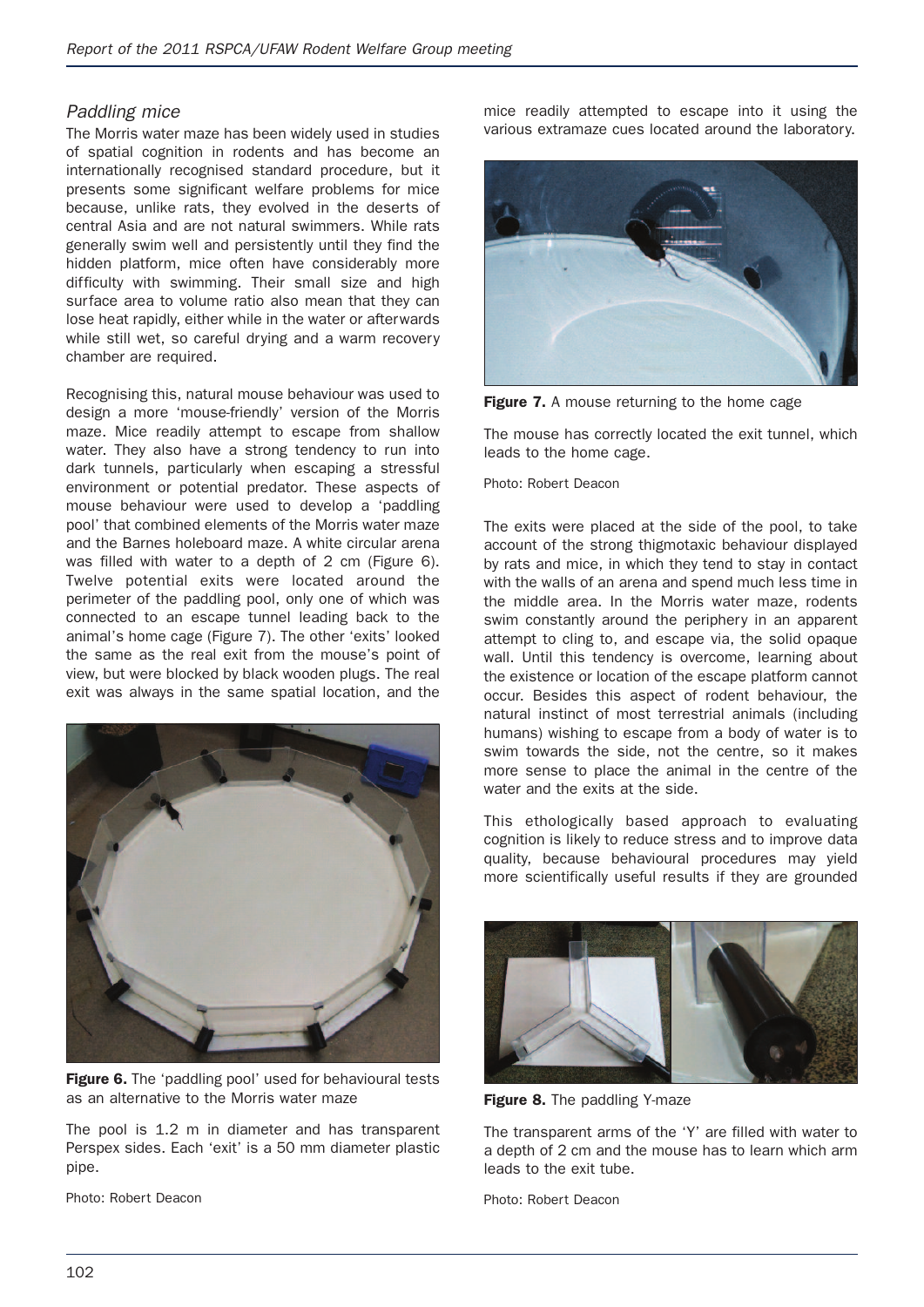### *Paddling mice*

The Morris water maze has been widely used in studies of spatial cognition in rodents and has become an internationally recognised standard procedure, but it presents some significant welfare problems for mice because, unlike rats, they evolved in the deserts of central Asia and are not natural swimmers. While rats generally swim well and persistently until they find the hidden platform, mice often have considerably more difficulty with swimming. Their small size and high surface area to volume ratio also mean that they can lose heat rapidly, either while in the water or afterwards while still wet, so careful drying and a warm recovery chamber are required.

Recognising this, natural mouse behaviour was used to design a more 'mouse-friendly' version of the Morris maze. Mice readily attempt to escape from shallow water. They also have a strong tendency to run into dark tunnels, particularly when escaping a stressful environment or potential predator. These aspects of mouse behaviour were used to develop a 'paddling pool' that combined elements of the Morris water maze and the Barnes holeboard maze. A white circular arena was filled with water to a depth of 2 cm (Figure 6). Twelve potential exits were located around the perimeter of the paddling pool, only one of which was connected to an escape tunnel leading back to the animal's home cage (Figure 7). The other 'exits' looked the same as the real exit from the mouse's point of view, but were blocked by black wooden plugs. The real exit was always in the same spatial location, and the mice readily attempted to escape into it using the various extramaze cues located around the laboratory.

**Figure 6.** The 'paddling pool' used for behavioural tests as an alternative to the Morris water maze

The pool is 1.2 m in diameter and has transparent Perspex sides. Each 'exit' is a 50 mm diameter plastic pipe.

Photo: Robert Deacon

**Figure 7.** A mouse returning to the home cage

The mouse has correctly located the exit tunnel, which leads to the home cage.

Photo: Robert Deacon

The exits were placed at the side of the pool, to take account of the strong thigmotaxic behaviour displayed by rats and mice, in which they tend to stay in contact with the walls of an arena and spend much less time in the middle area. In the Morris water maze, rodents swim constantly around the periphery in an apparent attempt to cling to, and escape via, the solid opaque wall. Until this tendency is overcome, learning about the existence or location of the escape platform cannot occur. Besides this aspect of rodent behaviour, the natural instinct of most terrestrial animals (including humans) wishing to escape from a body of water is to swim towards the side, not the centre, so it makes more sense to place the animal in the centre of the water and the exits at the side.

This ethologically based approach to evaluating cognition is likely to reduce stress and to improve data quality, because behavioural procedures may yield more scientifically useful results if they are grounded

**Figure 8.** The paddling Y-maze

The transparent arms of the 'Y' are filled with water to a depth of 2 cm and the mouse has to learn which arm leads to the exit tube.

Photo: Robert Deacon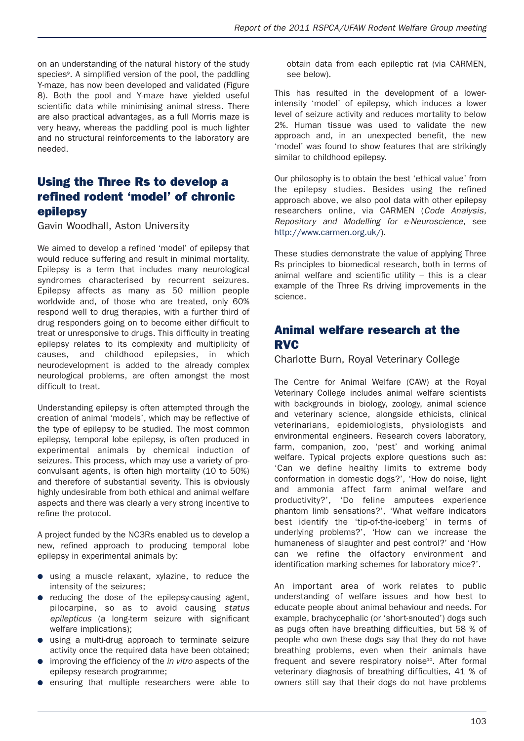on an understanding of the natural history of the study species[9]. A simplified version of the pool, the paddling Y-maze, has now been developed and validated (Figure 8). Both the pool and Y-maze have yielded useful scientific data while minimising animal stress. There are also practical advantages, as a full Morris maze is very heavy, whereas the paddling pool is much lighter and no structural reinforcements to the laboratory are needed.

## Using the Three Rs to develop a refined rodent 'model' of chronic epilepsy

Gavin Woodhall, Aston University

We aimed to develop a refined 'model' of epilepsy that would reduce suffering and result in minimal mortality. Epilepsy is a term that includes many neurological syndromes characterised by recurrent seizures. Epilepsy affects as many as 50 million people worldwide and, of those who are treated, only 60% respond well to drug therapies, with a further third of drug responders going on to become either difficult to treat or unresponsive to drugs. This difficulty in treating epilepsy relates to its complexity and multiplicity of causes, and childhood epilepsies, in which neurodevelopment is added to the already complex neurological problems, are often amongst the most difficult to treat.

Understanding epilepsy is often attempted through the creation of animal 'models', which may be reflective of the type of epilepsy to be studied. The most common epilepsy, temporal lobe epilepsy, is often produced in experimental animals by chemical induction of seizures. This process, which may use a variety of pro-convulsant agents, is often high mortality (10 to 50%) and therefore of substantial severity. This is obviously highly undesirable from both ethical and animal welfare aspects and there was clearly a very strong incentive to refine the protocol.

A project funded by the NC3Rs enabled us to develop a new, refined approach to producing temporal lobe epilepsy in experimental animals by:

- using a muscle relaxant, xylazine, to reduce the intensity of the seizures;
- reducing the dose of the epilepsy-causing agent, pilocarpine, so as to avoid causing *status epilepticus* (a long-term seizure with significant welfare implications);
- using a multi-drug approach to terminate seizure activity once the required data have been obtained;
- improving the efficiency of the *in vitro* aspects of the epilepsy research programme;
- ensuring that multiple researchers were able to obtain data from each epileptic rat (via CARMEN, see below).

This has resulted in the development of a lower-intensity 'model' of epilepsy, which induces a lower level of seizure activity and reduces mortality to below 2%. Human tissue was used to validate the new approach and, in an unexpected benefit, the new 'model' was found to show features that are strikingly similar to childhood epilepsy.

Our philosophy is to obtain the best 'ethical value' from the epilepsy studies. Besides using the refined approach above, we also pool data with other epilepsy researchers online, via CARMEN (*Code Analysis, Repository and Modelling for e-Neuroscience*, see http://www.carmen.org.uk/).

These studies demonstrate the value of applying Three Rs principles to biomedical research, both in terms of animal welfare and scientific utility – this is a clear example of the Three Rs driving improvements in the science.

## Animal welfare research at the RVC

Charlotte Burn, Royal Veterinary College

The Centre for Animal Welfare (CAW) at the Royal Veterinary College includes animal welfare scientists with backgrounds in biology, zoology, animal science and veterinary science, alongside ethicists, clinical veterinarians, epidemiologists, physiologists and environmental engineers. Research covers laboratory, farm, companion, zoo, 'pest' and working animal welfare. Typical projects explore questions such as: 'Can we define healthy limits to extreme body conformation in domestic dogs?', 'How do noise, light and ammonia affect farm animal welfare and productivity?', 'Do feline amputees experience phantom limb sensations?', 'What welfare indicators best identify the 'tip-of-the-iceberg' in terms of underlying problems?', 'How can we increase the humaneness of slaughter and pest control?' and 'How can we refine the olfactory environment and identification marking schemes for laboratory mice?'.

An important area of work relates to public understanding of welfare issues and how best to educate people about animal behaviour and needs. For example, brachycephalic (or 'short-snouted') dogs such as pugs often have breathing difficulties, but 58 % of people who own these dogs say that they do not have breathing problems, even when their animals have frequent and severe respiratory noise[10]. After formal veterinary diagnosis of breathing difficulties, 41 % of owners still say that their dogs do not have problems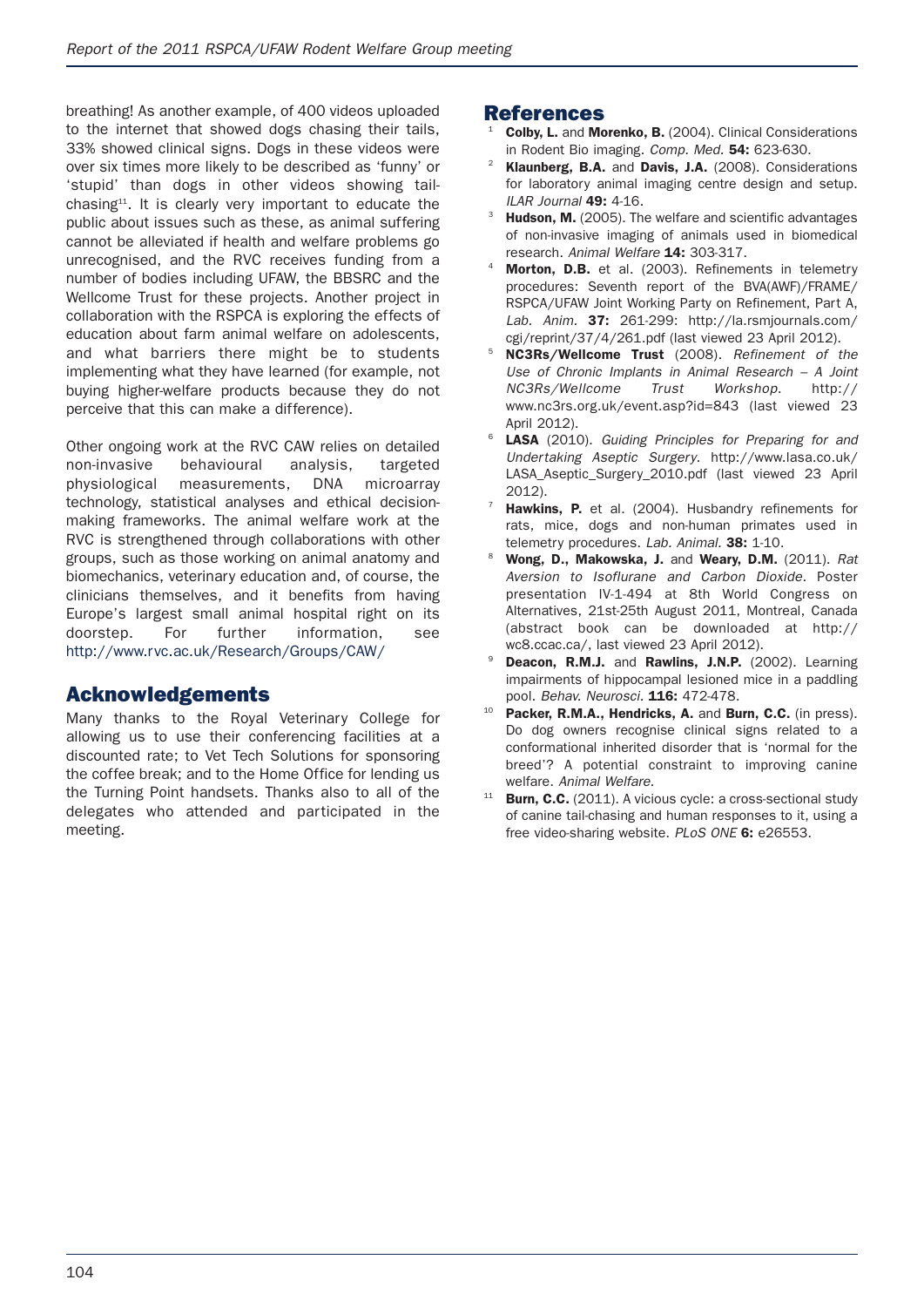breathing! As another example, of 400 videos uploaded to the internet that showed dogs chasing their tails, 33% showed clinical signs. Dogs in these videos were over six times more likely to be described as 'funny' or 'stupid' than dogs in other videos showing tail-chasing[11]. It is clearly very important to educate the public about issues such as these, as animal suffering cannot be alleviated if health and welfare problems go unrecognised, and the RVC receives funding from a number of bodies including UFAW, the BBSRC and the Wellcome Trust for these projects. Another project in collaboration with the RSPCA is exploring the effects of education about farm animal welfare on adolescents, and what barriers there might be to students implementing what they have learned (for example, not buying higher-welfare products because they do not perceive that this can make a difference).

Other ongoing work at the RVC CAW relies on detailed non-invasive behavioural analysis, targeted physiological measurements, DNA microarray technology, statistical analyses and ethical decision-making frameworks. The animal welfare work at the RVC is strengthened through collaborations with other groups, such as those working on animal anatomy and biomechanics, veterinary education and, of course, the clinicians themselves, and it benefits from having Europe's largest small animal hospital right on its doorstep. For further information, see http://www.rvc.ac.uk/Research/Groups/CAW/

## Acknowledgements

Many thanks to the Royal Veterinary College for allowing us to use their conferencing facilities at a discounted rate; to Vet Tech Solutions for sponsoring the coffee break; and to the Home Office for lending us the Turning Point handsets. Thanks also to all of the delegates who attended and participated in the meeting.

## References

1. **Colby, L.** and **Morenko, B.** (2004). Clinical Considerations in Rodent Bio imaging. *Comp. Med.* **54:** 623-630.
2. **Klaunberg, B.A.** and **Davis, J.A.** (2008). Considerations for laboratory animal imaging centre design and setup. *ILAR Journal* **49:** 4-16.
3. **Hudson, M.** (2005). The welfare and scientific advantages of non-invasive imaging of animals used in biomedical research. *Animal Welfare* **14:** 303-317.
4. **Morton, D.B.** et al. (2003). Refinements in telemetry procedures: Seventh report of the BVA(AWF)/FRAME/RSPCA/UFAW Joint Working Party on Refinement, Part A, *Lab. Anim.* **37:** 261-299: http://la.rsmjournals.com/cgi/reprint/37/4/261.pdf (last viewed 23 April 2012).
5. **NC3Rs/Wellcome Trust** (2008). *Refinement of the Use of Chronic Implants in Animal Research – A Joint NC3Rs/Wellcome Trust Workshop*. http://www.nc3rs.org.uk/event.asp?id=843 (last viewed 23 April 2012).
6. **LASA** (2010). *Guiding Principles for Preparing for and Undertaking Aseptic Surgery*. http://www.lasa.co.uk/LASA_Aseptic_Surgery_2010.pdf (last viewed 23 April 2012).
7. **Hawkins, P.** et al. (2004). Husbandry refinements for rats, mice, dogs and non-human primates used in telemetry procedures. *Lab. Animal.* **38:** 1-10.
8. **Wong, D., Makowska, J.** and **Weary, D.M.** (2011). *Rat Aversion to Isoflurane and Carbon Dioxide*. Poster presentation IV-1-494 at 8th World Congress on Alternatives, 21st-25th August 2011, Montreal, Canada (abstract book can be downloaded at http://wc8.ccac.ca/, last viewed 23 April 2012).
9. **Deacon, R.M.J.** and **Rawlins, J.N.P.** (2002). Learning impairments of hippocampal lesioned mice in a paddling pool. *Behav. Neurosci.* **116:** 472-478.
10. **Packer, R.M.A., Hendricks, A.** and **Burn, C.C.** (in press). Do dog owners recognise clinical signs related to a conformational inherited disorder that is 'normal for the breed'? A potential constraint to improving canine welfare. *Animal Welfare.*
11. **Burn, C.C.** (2011). A vicious cycle: a cross-sectional study of canine tail-chasing and human responses to it, using a free video-sharing website. *PLoS ONE* **6:** e26553.